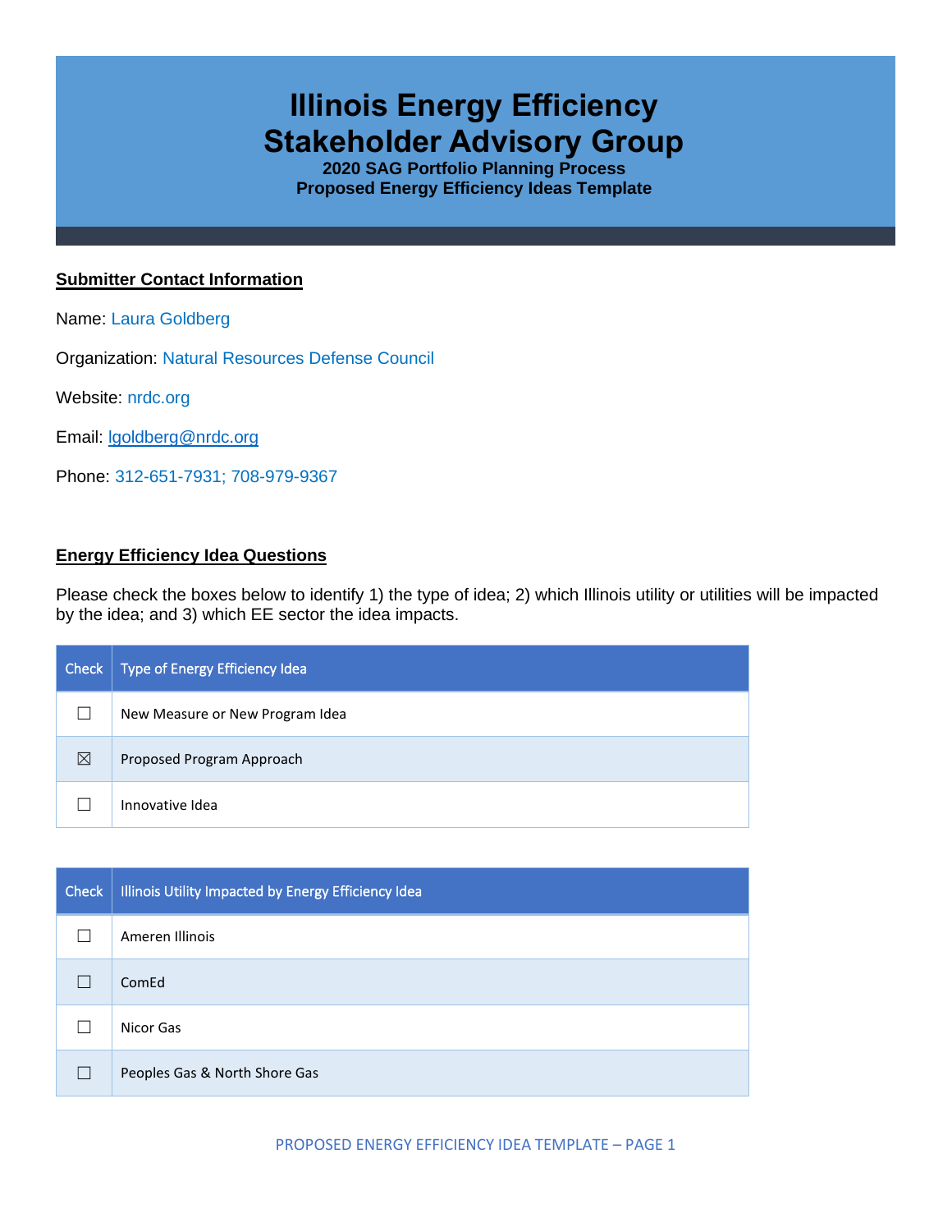# Illinois Energy Efficiency Stakeholder Advisory Group

### 2020 SAG Portfolio Planning Process
### Proposed Energy Efficiency Ideas Template

**Submitter Contact Information**

Name: Laura Goldberg

Organization: Natural Resources Defense Council

Website: nrdc.org

Email: lgoldberg@nrdc.org

Phone: 312-651-7931; 708-979-9367

**Energy Efficiency Idea Questions**

Please check the boxes below to identify 1) the type of idea; 2) which Illinois utility or utilities will be impacted by the idea; and 3) which EE sector the idea impacts.

| Check | Type of Energy Efficiency Idea |
|---|---|
| ☐ | New Measure or New Program Idea |
| ☒ | Proposed Program Approach |
| ☐ | Innovative Idea |

| Check | Illinois Utility Impacted by Energy Efficiency Idea |
|---|---|
| ☐ | Ameren Illinois |
| ☐ | ComEd |
| ☐ | Nicor Gas |
| ☐ | Peoples Gas & North Shore Gas |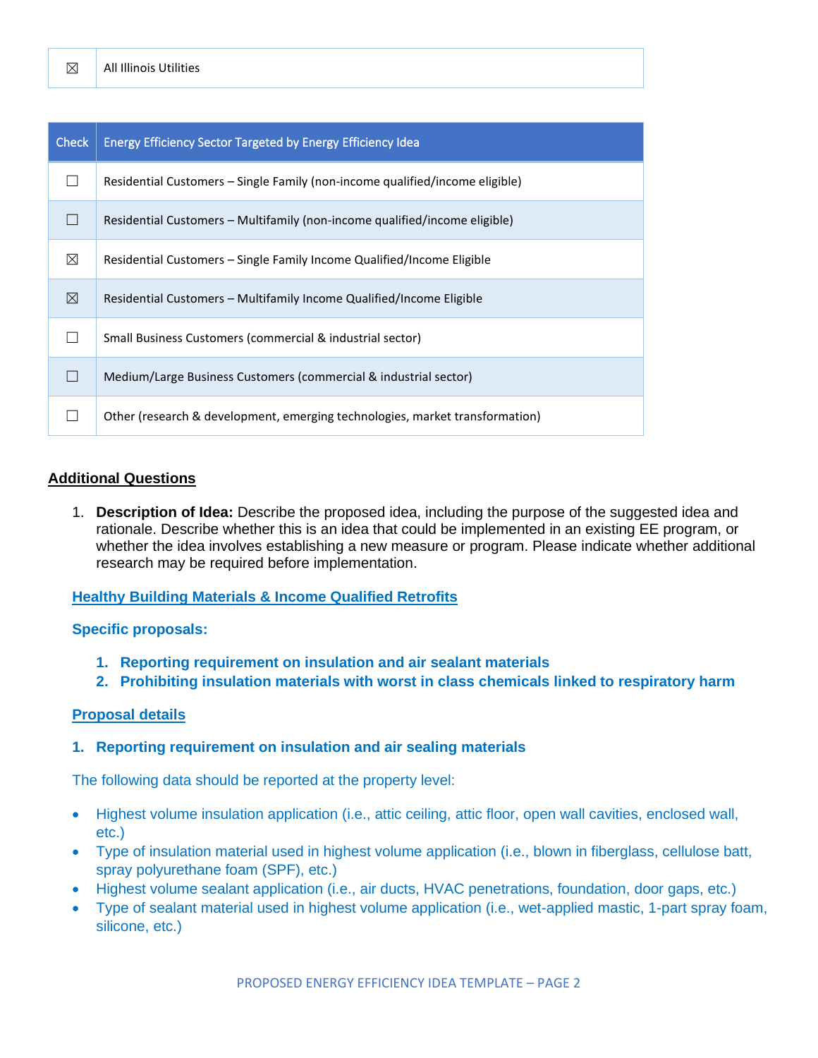| ☒ | All Illinois Utilities |
|---|---|

| Check | Energy Efficiency Sector Targeted by Energy Efficiency Idea |
|---|---|
| ☐ | Residential Customers – Single Family (non-income qualified/income eligible) |
| ☐ | Residential Customers – Multifamily (non-income qualified/income eligible) |
| ☒ | Residential Customers – Single Family Income Qualified/Income Eligible |
| ☒ | Residential Customers – Multifamily Income Qualified/Income Eligible |
| ☐ | Small Business Customers (commercial & industrial sector) |
| ☐ | Medium/Large Business Customers (commercial & industrial sector) |
| ☐ | Other (research & development, emerging technologies, market transformation) |

## Additional Questions

1. **Description of Idea:** Describe the proposed idea, including the purpose of the suggested idea and rationale. Describe whether this is an idea that could be implemented in an existing EE program, or whether the idea involves establishing a new measure or program. Please indicate whether additional research may be required before implementation.

**Healthy Building Materials & Income Qualified Retrofits**

**Specific proposals:**

1. **Reporting requirement on insulation and air sealant materials**
2. **Prohibiting insulation materials with worst in class chemicals linked to respiratory harm**

**Proposal details**

**1. Reporting requirement on insulation and air sealing materials**

The following data should be reported at the property level:

- Highest volume insulation application (i.e., attic ceiling, attic floor, open wall cavities, enclosed wall, etc.)
- Type of insulation material used in highest volume application (i.e., blown in fiberglass, cellulose batt, spray polyurethane foam (SPF), etc.)
- Highest volume sealant application (i.e., air ducts, HVAC penetrations, foundation, door gaps, etc.)
- Type of sealant material used in highest volume application (i.e., wet-applied mastic, 1-part spray foam, silicone, etc.)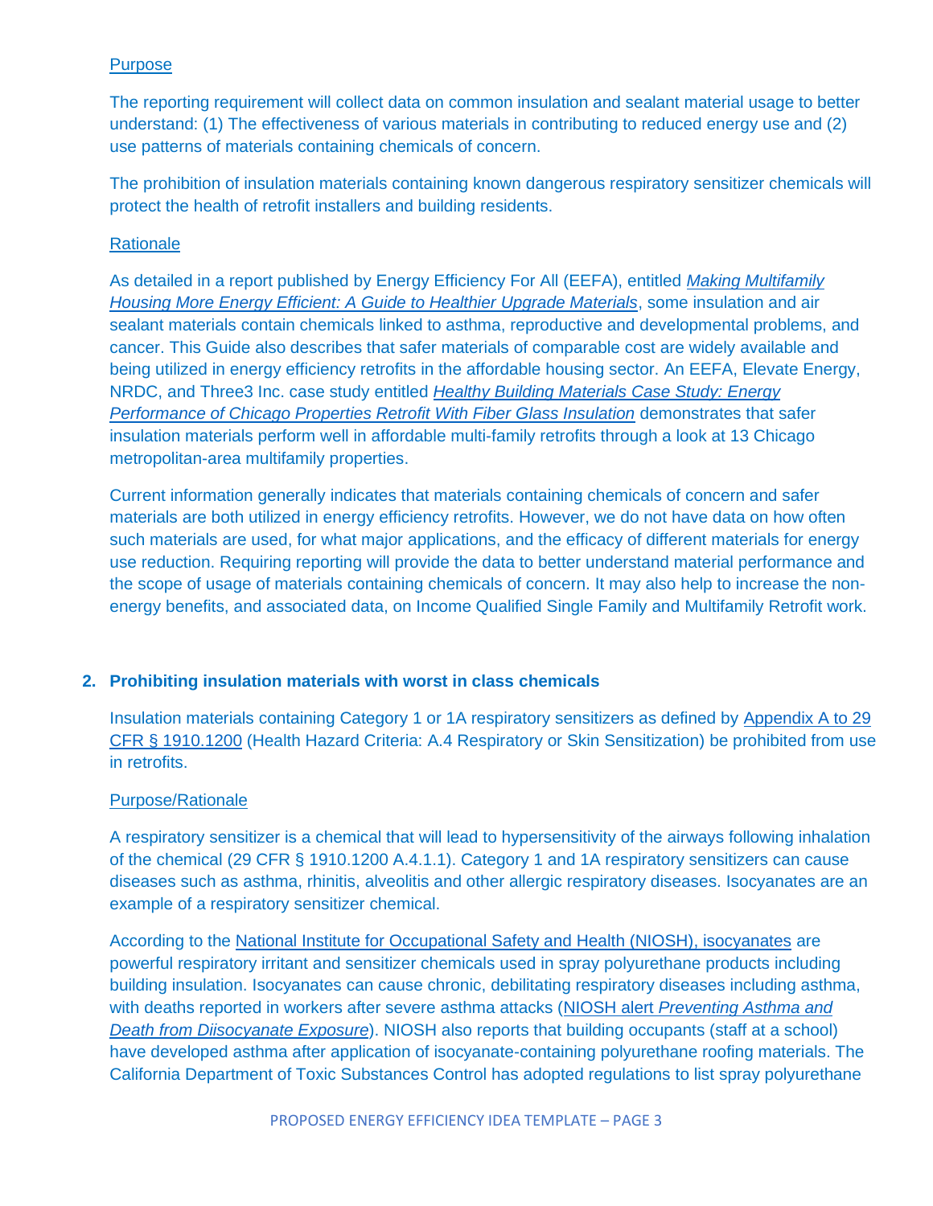Purpose

The reporting requirement will collect data on common insulation and sealant material usage to better understand: (1) The effectiveness of various materials in contributing to reduced energy use and (2) use patterns of materials containing chemicals of concern.

The prohibition of insulation materials containing known dangerous respiratory sensitizer chemicals will protect the health of retrofit installers and building residents.

Rationale

As detailed in a report published by Energy Efficiency For All (EEFA), entitled *Making Multifamily Housing More Energy Efficient: A Guide to Healthier Upgrade Materials*, some insulation and air sealant materials contain chemicals linked to asthma, reproductive and developmental problems, and cancer. This Guide also describes that safer materials of comparable cost are widely available and being utilized in energy efficiency retrofits in the affordable housing sector. An EEFA, Elevate Energy, NRDC, and Three3 Inc. case study entitled *Healthy Building Materials Case Study: Energy Performance of Chicago Properties Retrofit With Fiber Glass Insulation* demonstrates that safer insulation materials perform well in affordable multi-family retrofits through a look at 13 Chicago metropolitan-area multifamily properties.

Current information generally indicates that materials containing chemicals of concern and safer materials are both utilized in energy efficiency retrofits. However, we do not have data on how often such materials are used, for what major applications, and the efficacy of different materials for energy use reduction. Requiring reporting will provide the data to better understand material performance and the scope of usage of materials containing chemicals of concern. It may also help to increase the non-energy benefits, and associated data, on Income Qualified Single Family and Multifamily Retrofit work.

**2. Prohibiting insulation materials with worst in class chemicals**

Insulation materials containing Category 1 or 1A respiratory sensitizers as defined by Appendix A to 29 CFR § 1910.1200 (Health Hazard Criteria: A.4 Respiratory or Skin Sensitization) be prohibited from use in retrofits.

Purpose/Rationale

A respiratory sensitizer is a chemical that will lead to hypersensitivity of the airways following inhalation of the chemical (29 CFR § 1910.1200 A.4.1.1). Category 1 and 1A respiratory sensitizers can cause diseases such as asthma, rhinitis, alveolitis and other allergic respiratory diseases. Isocyanates are an example of a respiratory sensitizer chemical.

According to the National Institute for Occupational Safety and Health (NIOSH), isocyanates are powerful respiratory irritant and sensitizer chemicals used in spray polyurethane products including building insulation. Isocyanates can cause chronic, debilitating respiratory diseases including asthma, with deaths reported in workers after severe asthma attacks (NIOSH alert *Preventing Asthma and Death from Diisocyanate Exposure*). NIOSH also reports that building occupants (staff at a school) have developed asthma after application of isocyanate-containing polyurethane roofing materials. The California Department of Toxic Substances Control has adopted regulations to list spray polyurethane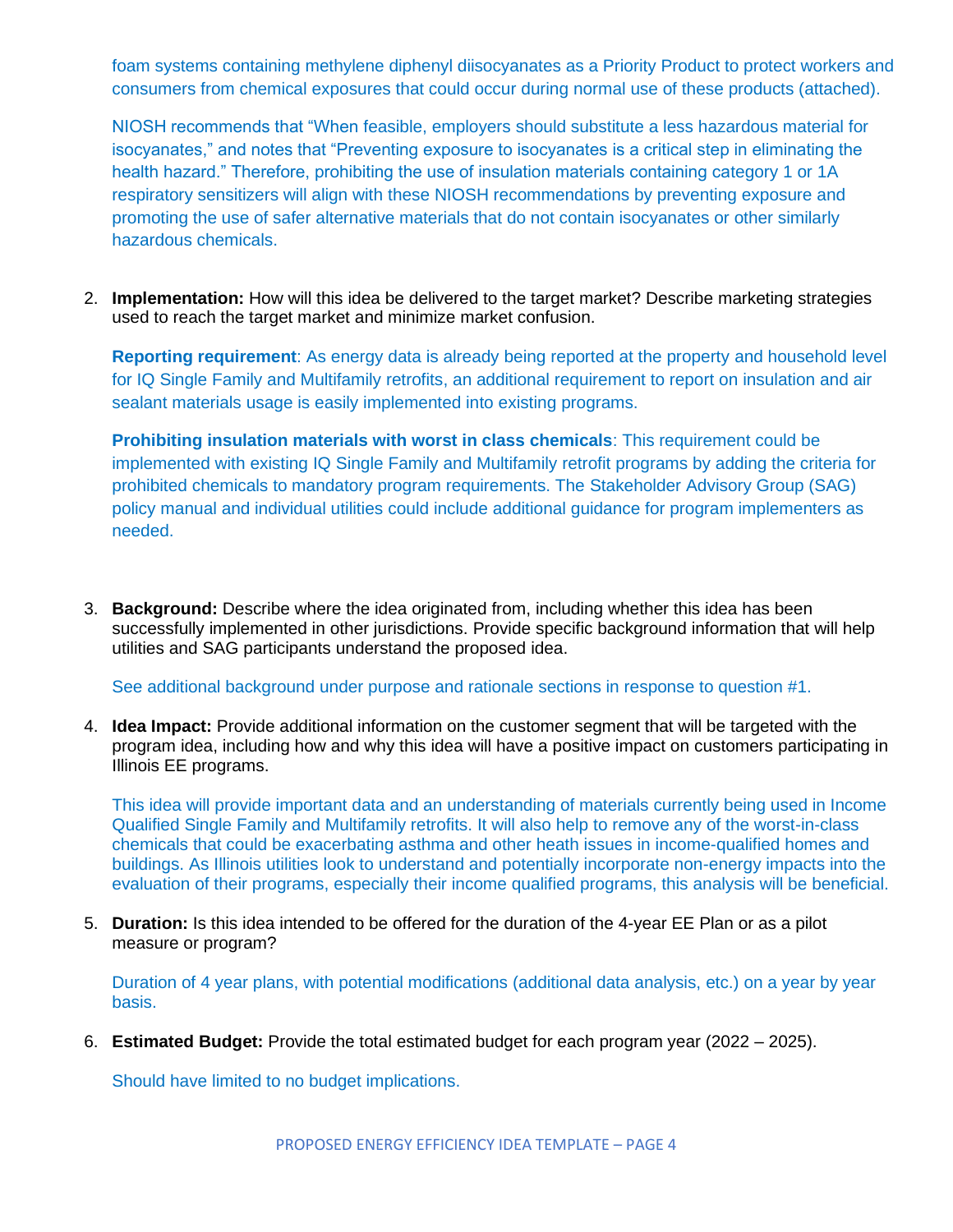foam systems containing methylene diphenyl diisocyanates as a Priority Product to protect workers and consumers from chemical exposures that could occur during normal use of these products (attached).

NIOSH recommends that "When feasible, employers should substitute a less hazardous material for isocyanates," and notes that "Preventing exposure to isocyanates is a critical step in eliminating the health hazard." Therefore, prohibiting the use of insulation materials containing category 1 or 1A respiratory sensitizers will align with these NIOSH recommendations by preventing exposure and promoting the use of safer alternative materials that do not contain isocyanates or other similarly hazardous chemicals.

2. **Implementation:** How will this idea be delivered to the target market? Describe marketing strategies used to reach the target market and minimize market confusion.

   **Reporting requirement**: As energy data is already being reported at the property and household level for IQ Single Family and Multifamily retrofits, an additional requirement to report on insulation and air sealant materials usage is easily implemented into existing programs.

   **Prohibiting insulation materials with worst in class chemicals**: This requirement could be implemented with existing IQ Single Family and Multifamily retrofit programs by adding the criteria for prohibited chemicals to mandatory program requirements. The Stakeholder Advisory Group (SAG) policy manual and individual utilities could include additional guidance for program implementers as needed.

3. **Background:** Describe where the idea originated from, including whether this idea has been successfully implemented in other jurisdictions. Provide specific background information that will help utilities and SAG participants understand the proposed idea.

   See additional background under purpose and rationale sections in response to question #1.

4. **Idea Impact:** Provide additional information on the customer segment that will be targeted with the program idea, including how and why this idea will have a positive impact on customers participating in Illinois EE programs.

   This idea will provide important data and an understanding of materials currently being used in Income Qualified Single Family and Multifamily retrofits. It will also help to remove any of the worst-in-class chemicals that could be exacerbating asthma and other heath issues in income-qualified homes and buildings. As Illinois utilities look to understand and potentially incorporate non-energy impacts into the evaluation of their programs, especially their income qualified programs, this analysis will be beneficial.

5. **Duration:** Is this idea intended to be offered for the duration of the 4-year EE Plan or as a pilot measure or program?

   Duration of 4 year plans, with potential modifications (additional data analysis, etc.) on a year by year basis.

6. **Estimated Budget:** Provide the total estimated budget for each program year (2022 – 2025).

   Should have limited to no budget implications.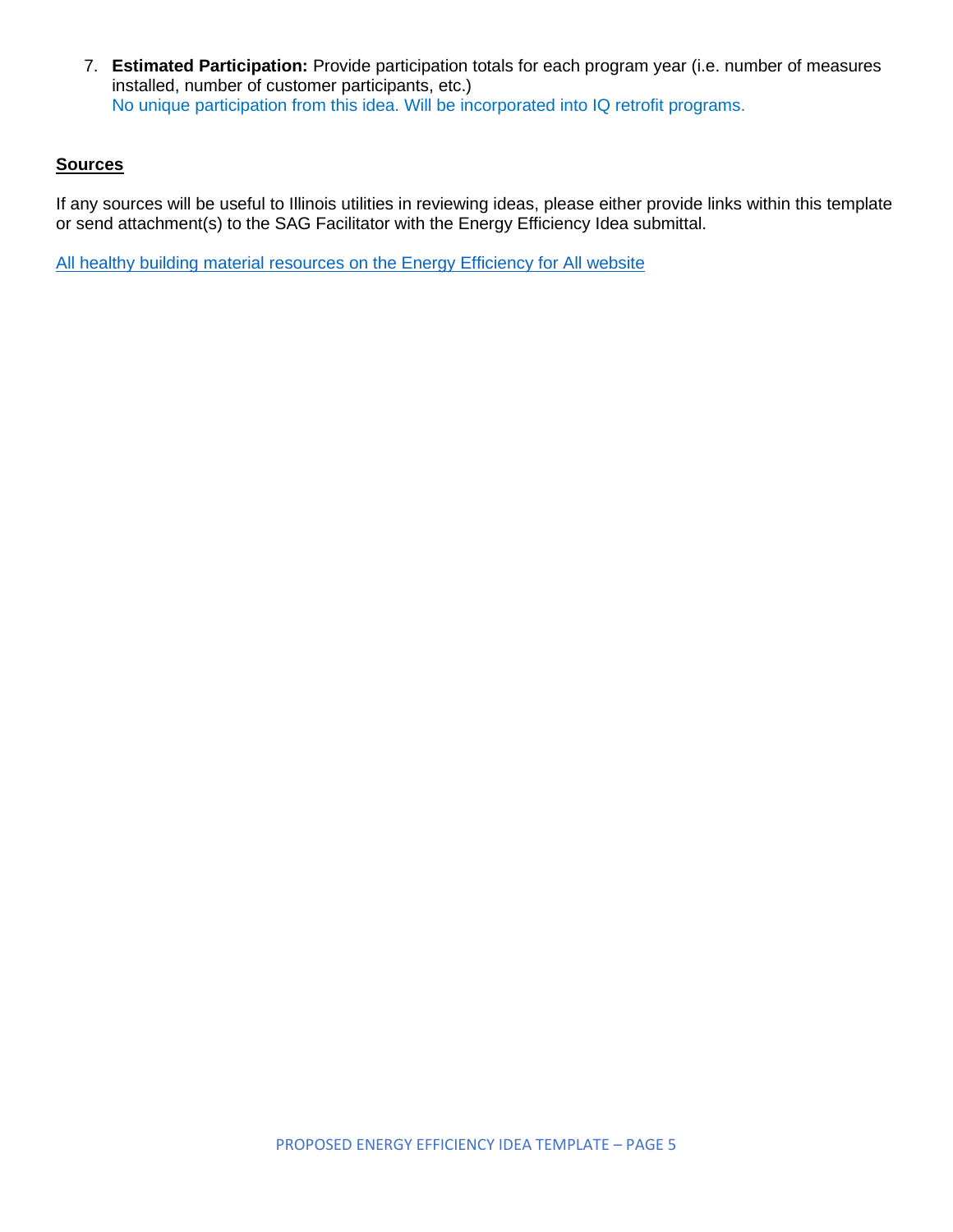7. **Estimated Participation:** Provide participation totals for each program year (i.e. number of measures installed, number of customer participants, etc.)
   No unique participation from this idea. Will be incorporated into IQ retrofit programs.

## Sources

If any sources will be useful to Illinois utilities in reviewing ideas, please either provide links within this template or send attachment(s) to the SAG Facilitator with the Energy Efficiency Idea submittal.

All healthy building material resources on the Energy Efficiency for All website